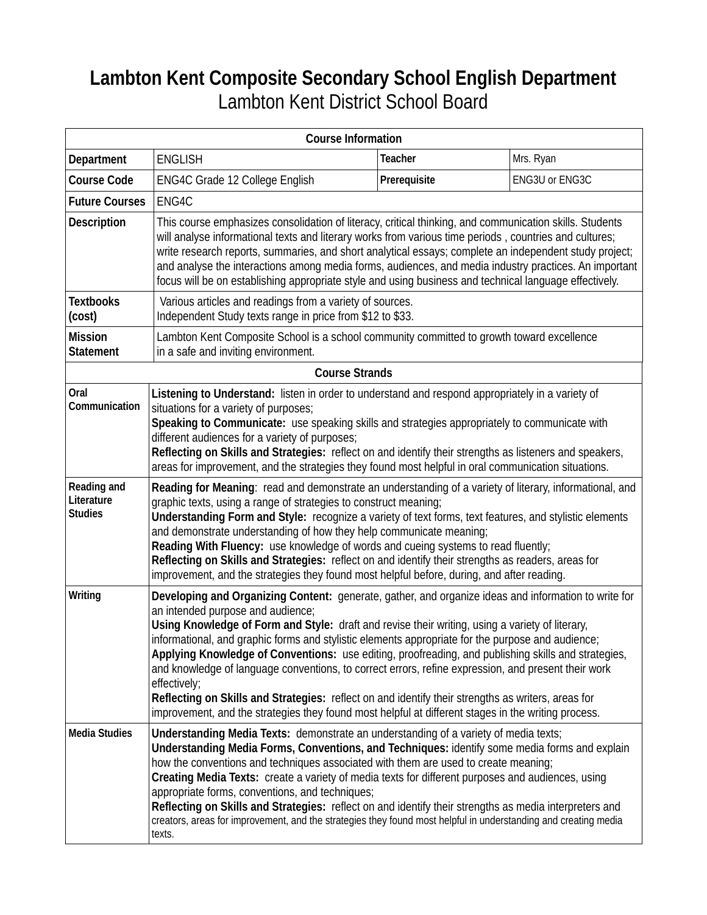# Lambton Kent Composite Secondary School English Department

Lambton Kent District School Board

| Course Information | | | |
|---|---|---|---|
| **Department** | ENGLISH | **Teacher** | Mrs. Ryan |
| **Course Code** | ENG4C Grade 12 College English | **Prerequisite** | ENG3U or ENG3C |
| **Future Courses** | ENG4C | | |
| **Description** | This course emphasizes consolidation of literacy, critical thinking, and communication skills. Students will analyse informational texts and literary works from various time periods , countries and cultures; write research reports, summaries, and short analytical essays; complete an independent study project; and analyse the interactions among media forms, audiences, and media industry practices. An important focus will be on establishing appropriate style and using business and technical language effectively. | | |
| **Textbooks (cost)** | Various articles and readings from a variety of sources.<br>Independent Study texts range in price from $12 to $33. | | |
| **Mission Statement** | Lambton Kent Composite School is a school community committed to growth toward excellence in a safe and inviting environment. | | |

| Course Strands | |
|---|---|
| **Oral Communication** | **Listening to Understand:** listen in order to understand and respond appropriately in a variety of situations for a variety of purposes;<br>**Speaking to Communicate:** use speaking skills and strategies appropriately to communicate with different audiences for a variety of purposes;<br>**Reflecting on Skills and Strategies:** reflect on and identify their strengths as listeners and speakers, areas for improvement, and the strategies they found most helpful in oral communication situations. |
| **Reading and Literature Studies** | **Reading for Meaning**: read and demonstrate an understanding of a variety of literary, informational, and graphic texts, using a range of strategies to construct meaning;<br>**Understanding Form and Style:** recognize a variety of text forms, text features, and stylistic elements and demonstrate understanding of how they help communicate meaning;<br>**Reading With Fluency:** use knowledge of words and cueing systems to read fluently;<br>**Reflecting on Skills and Strategies:** reflect on and identify their strengths as readers, areas for improvement, and the strategies they found most helpful before, during, and after reading. |
| **Writing** | **Developing and Organizing Content:** generate, gather, and organize ideas and information to write for an intended purpose and audience;<br>**Using Knowledge of Form and Style:** draft and revise their writing, using a variety of literary, informational, and graphic forms and stylistic elements appropriate for the purpose and audience;<br>**Applying Knowledge of Conventions:** use editing, proofreading, and publishing skills and strategies, and knowledge of language conventions, to correct errors, refine expression, and present their work effectively;<br>**Reflecting on Skills and Strategies:** reflect on and identify their strengths as writers, areas for improvement, and the strategies they found most helpful at different stages in the writing process. |
| **Media Studies** | **Understanding Media Texts:** demonstrate an understanding of a variety of media texts;<br>**Understanding Media Forms, Conventions, and Techniques:** identify some media forms and explain how the conventions and techniques associated with them are used to create meaning;<br>**Creating Media Texts:** create a variety of media texts for different purposes and audiences, using appropriate forms, conventions, and techniques;<br>**Reflecting on Skills and Strategies:** reflect on and identify their strengths as media interpreters and creators, areas for improvement, and the strategies they found most helpful in understanding and creating media texts. |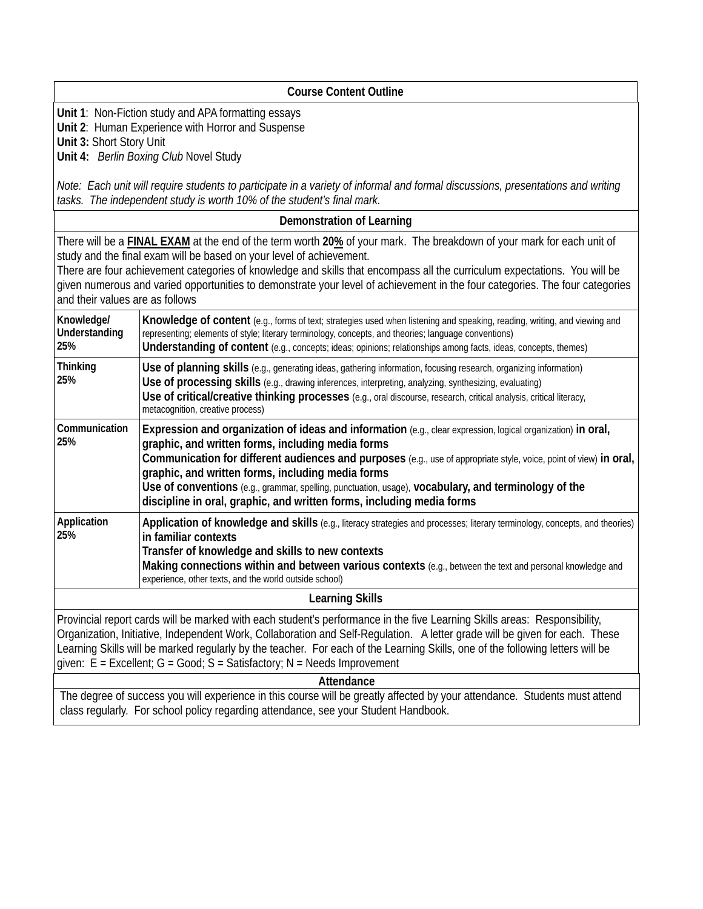## Course Content Outline

**Unit 1**: Non-Fiction study and APA formatting essays
**Unit 2**: Human Experience with Horror and Suspense
**Unit 3:** Short Story Unit
**Unit 4:** *Berlin Boxing Club* Novel Study

*Note: Each unit will require students to participate in a variety of informal and formal discussions, presentations and writing tasks. The independent study is worth 10% of the student's final mark.*

## Demonstration of Learning

There will be a **FINAL EXAM** at the end of the term worth **20%** of your mark. The breakdown of your mark for each unit of study and the final exam will be based on your level of achievement.
There are four achievement categories of knowledge and skills that encompass all the curriculum expectations. You will be given numerous and varied opportunities to demonstrate your level of achievement in the four categories. The four categories and their values are as follows

| Category | Description |
|---|---|
| **Knowledge/ Understanding 25%** | **Knowledge of content** (e.g., forms of text; strategies used when listening and speaking, reading, writing, and viewing and representing; elements of style; literary terminology, concepts, and theories; language conventions)<br>**Understanding of content** (e.g., concepts; ideas; opinions; relationships among facts, ideas, concepts, themes) |
| **Thinking 25%** | **Use of planning skills** (e.g., generating ideas, gathering information, focusing research, organizing information)<br>**Use of processing skills** (e.g., drawing inferences, interpreting, analyzing, synthesizing, evaluating)<br>**Use of critical/creative thinking processes** (e.g., oral discourse, research, critical analysis, critical literacy, metacognition, creative process) |
| **Communication 25%** | **Expression and organization of ideas and information** (e.g., clear expression, logical organization) **in oral, graphic, and written forms, including media forms**<br>**Communication for different audiences and purposes** (e.g., use of appropriate style, voice, point of view) **in oral, graphic, and written forms, including media forms**<br>**Use of conventions** (e.g., grammar, spelling, punctuation, usage), **vocabulary, and terminology of the discipline in oral, graphic, and written forms, including media forms** |
| **Application 25%** | **Application of knowledge and skills** (e.g., literacy strategies and processes; literary terminology, concepts, and theories) **in familiar contexts**<br>**Transfer of knowledge and skills to new contexts**<br>**Making connections within and between various contexts** (e.g., between the text and personal knowledge and experience, other texts, and the world outside school) |

## Learning Skills

Provincial report cards will be marked with each student's performance in the five Learning Skills areas: Responsibility, Organization, Initiative, Independent Work, Collaboration and Self-Regulation. A letter grade will be given for each. These Learning Skills will be marked regularly by the teacher. For each of the Learning Skills, one of the following letters will be given: E = Excellent; G = Good; S = Satisfactory; N = Needs Improvement

## Attendance

The degree of success you will experience in this course will be greatly affected by your attendance. Students must attend class regularly. For school policy regarding attendance, see your Student Handbook.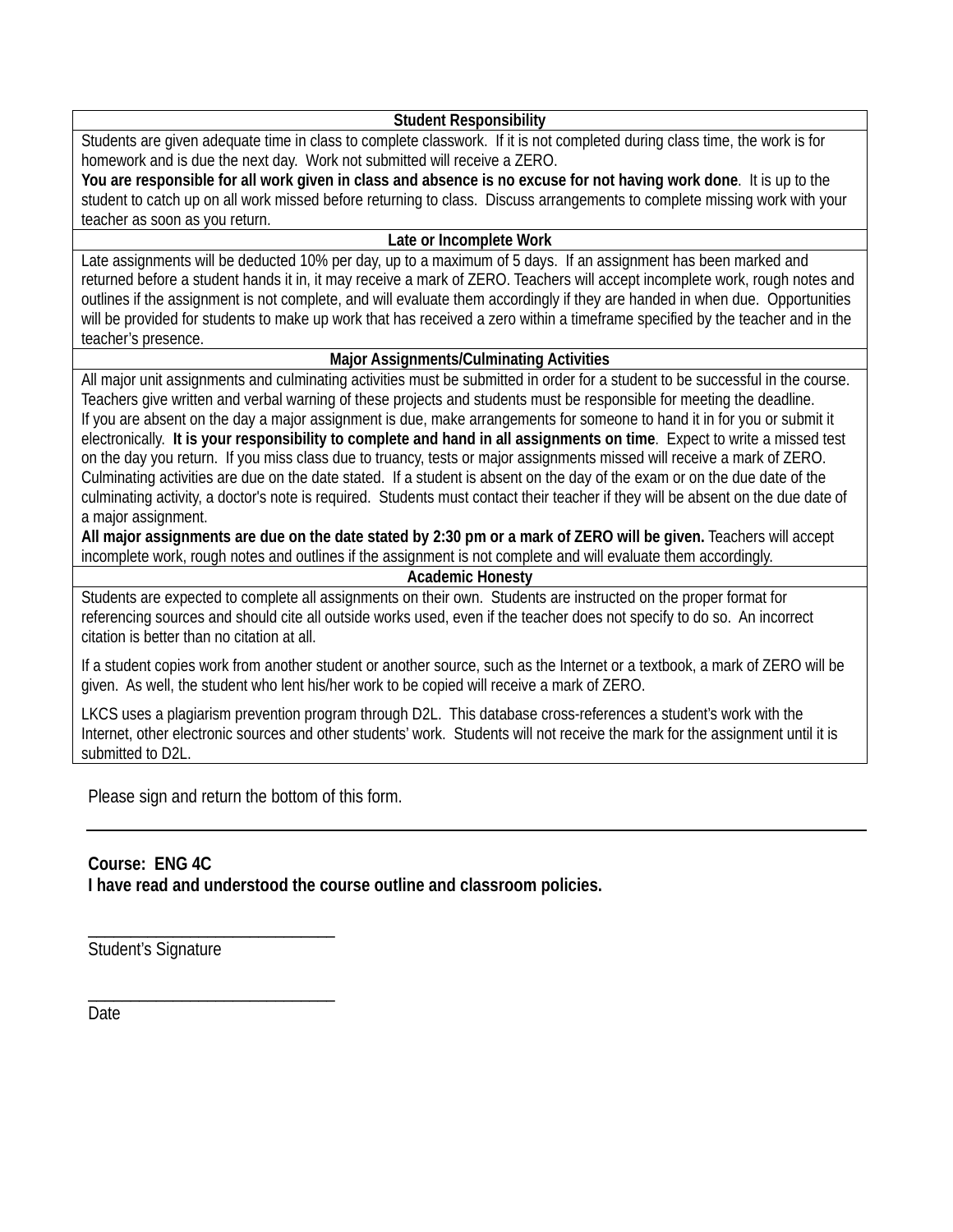| Student Responsibility |
| --- |
| Students are given adequate time in class to complete classwork. If it is not completed during class time, the work is for homework and is due the next day. Work not submitted will receive a ZERO.<br>**You are responsible for all work given in class and absence is no excuse for not having work done**. It is up to the student to catch up on all work missed before returning to class. Discuss arrangements to complete missing work with your teacher as soon as you return. |
| **Late or Incomplete Work** |
| Late assignments will be deducted 10% per day, up to a maximum of 5 days. If an assignment has been marked and returned before a student hands it in, it may receive a mark of ZERO. Teachers will accept incomplete work, rough notes and outlines if the assignment is not complete, and will evaluate them accordingly if they are handed in when due. Opportunities will be provided for students to make up work that has received a zero within a timeframe specified by the teacher and in the teacher's presence. |
| **Major Assignments/Culminating Activities** |
| All major unit assignments and culminating activities must be submitted in order for a student to be successful in the course. Teachers give written and verbal warning of these projects and students must be responsible for meeting the deadline.<br>If you are absent on the day a major assignment is due, make arrangements for someone to hand it in for you or submit it electronically. **It is your responsibility to complete and hand in all assignments on time**. Expect to write a missed test on the day you return. If you miss class due to truancy, tests or major assignments missed will receive a mark of ZERO.<br>Culminating activities are due on the date stated. If a student is absent on the day of the exam or on the due date of the culminating activity, a doctor's note is required. Students must contact their teacher if they will be absent on the due date of a major assignment.<br>**All major assignments are due on the date stated by 2:30 pm or a mark of ZERO will be given.** Teachers will accept incomplete work, rough notes and outlines if the assignment is not complete and will evaluate them accordingly. |
| **Academic Honesty** |
| Students are expected to complete all assignments on their own. Students are instructed on the proper format for referencing sources and should cite all outside works used, even if the teacher does not specify to do so. An incorrect citation is better than no citation at all.<br><br>If a student copies work from another student or another source, such as the Internet or a textbook, a mark of ZERO will be given. As well, the student who lent his/her work to be copied will receive a mark of ZERO.<br><br>LKCS uses a plagiarism prevention program through D2L. This database cross-references a student's work with the Internet, other electronic sources and other students' work. Students will not receive the mark for the assignment until it is submitted to D2L. |

Please sign and return the bottom of this form.

---

**Course: ENG 4C**
**I have read and understood the course outline and classroom policies.**

_____________________________
Student's Signature

_____________________________
Date